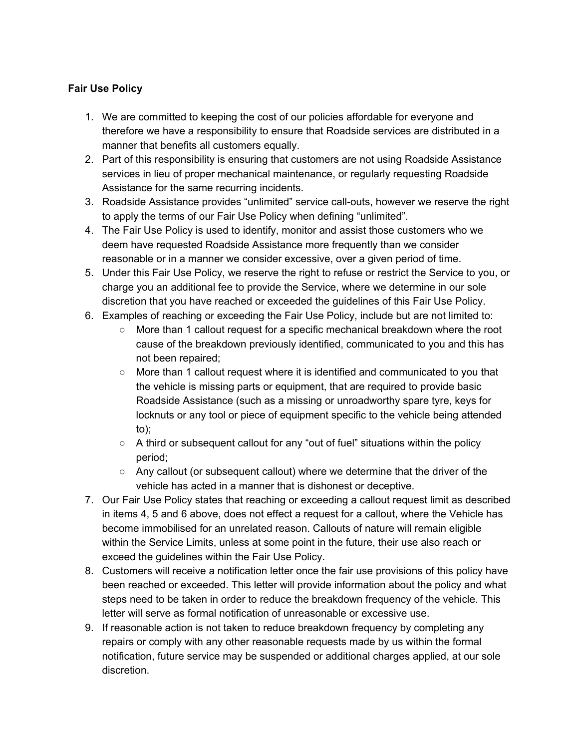**Fair Use Policy**

1. We are committed to keeping the cost of our policies affordable for everyone and therefore we have a responsibility to ensure that Roadside services are distributed in a manner that benefits all customers equally.
2. Part of this responsibility is ensuring that customers are not using Roadside Assistance services in lieu of proper mechanical maintenance, or regularly requesting Roadside Assistance for the same recurring incidents.
3. Roadside Assistance provides "unlimited" service call-outs, however we reserve the right to apply the terms of our Fair Use Policy when defining "unlimited".
4. The Fair Use Policy is used to identify, monitor and assist those customers who we deem have requested Roadside Assistance more frequently than we consider reasonable or in a manner we consider excessive, over a given period of time.
5. Under this Fair Use Policy, we reserve the right to refuse or restrict the Service to you, or charge you an additional fee to provide the Service, where we determine in our sole discretion that you have reached or exceeded the guidelines of this Fair Use Policy.
6. Examples of reaching or exceeding the Fair Use Policy, include but are not limited to:
    - More than 1 callout request for a specific mechanical breakdown where the root cause of the breakdown previously identified, communicated to you and this has not been repaired;
    - More than 1 callout request where it is identified and communicated to you that the vehicle is missing parts or equipment, that are required to provide basic Roadside Assistance (such as a missing or unroadworthy spare tyre, keys for locknuts or any tool or piece of equipment specific to the vehicle being attended to);
    - A third or subsequent callout for any "out of fuel" situations within the policy period;
    - Any callout (or subsequent callout) where we determine that the driver of the vehicle has acted in a manner that is dishonest or deceptive.
7. Our Fair Use Policy states that reaching or exceeding a callout request limit as described in items 4, 5 and 6 above, does not effect a request for a callout, where the Vehicle has become immobilised for an unrelated reason. Callouts of nature will remain eligible within the Service Limits, unless at some point in the future, their use also reach or exceed the guidelines within the Fair Use Policy.
8. Customers will receive a notification letter once the fair use provisions of this policy have been reached or exceeded. This letter will provide information about the policy and what steps need to be taken in order to reduce the breakdown frequency of the vehicle. This letter will serve as formal notification of unreasonable or excessive use.
9. If reasonable action is not taken to reduce breakdown frequency by completing any repairs or comply with any other reasonable requests made by us within the formal notification, future service may be suspended or additional charges applied, at our sole discretion.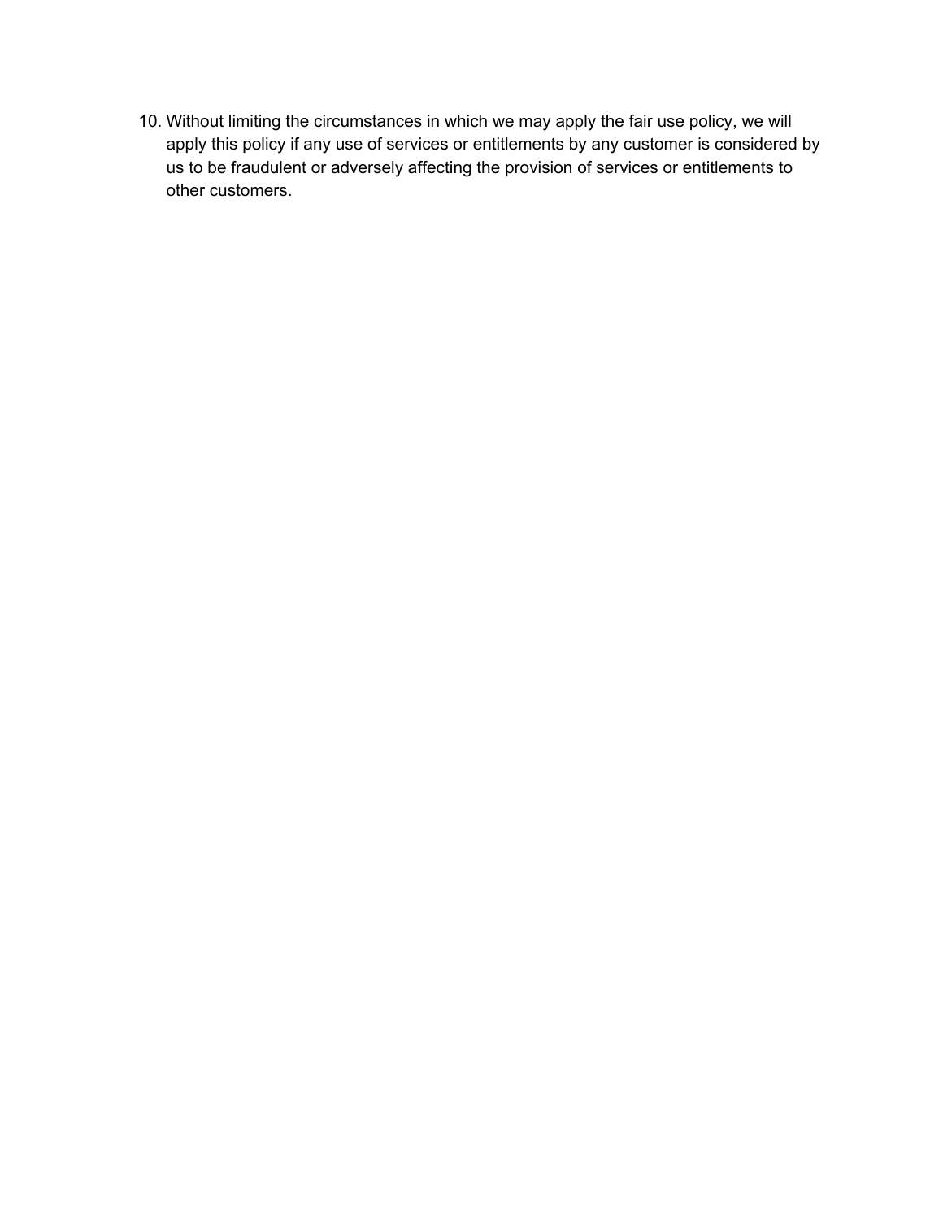10. Without limiting the circumstances in which we may apply the fair use policy, we will apply this policy if any use of services or entitlements by any customer is considered by us to be fraudulent or adversely affecting the provision of services or entitlements to other customers.